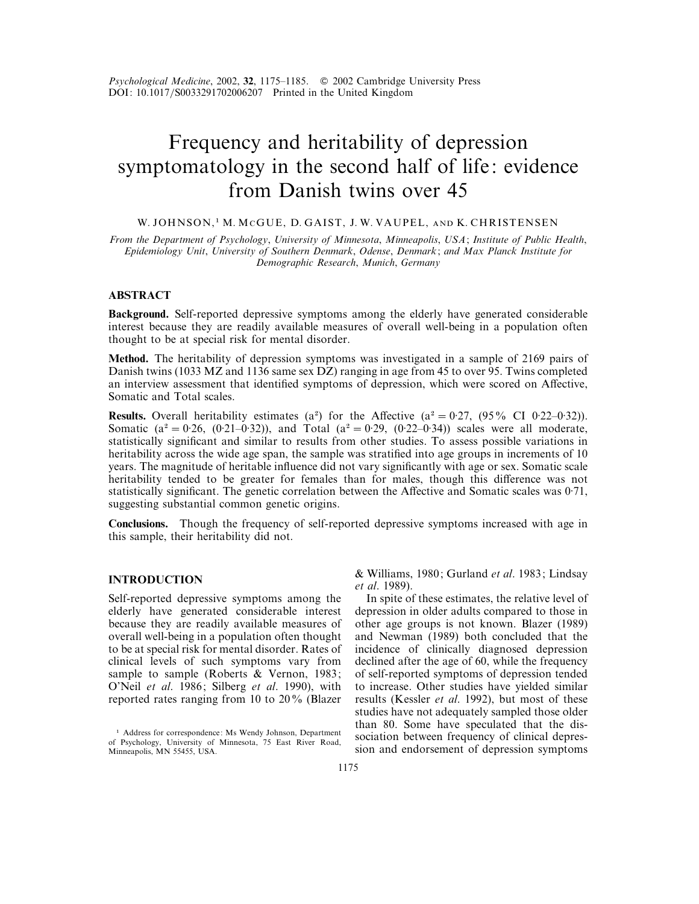Psychological Medicine, 2002, 32, 1175–1185. © 2002 Cambridge University Press
DOI: 10.1017/S0033291702006207 Printed in the United Kingdom

# Frequency and heritability of depression symptomatology in the second half of life: evidence from Danish twins over 45

W. JOHNSON,[1] M. McGUE, D. GAIST, J. W. VAUPEL, AND K. CHRISTENSEN

*From the Department of Psychology, University of Minnesota, Minneapolis, USA; Institute of Public Health, Epidemiology Unit, University of Southern Denmark, Odense, Denmark; and Max Planck Institute for Demographic Research, Munich, Germany*

## ABSTRACT

**Background.** Self-reported depressive symptoms among the elderly have generated considerable interest because they are readily available measures of overall well-being in a population often thought to be at special risk for mental disorder.

**Method.** The heritability of depression symptoms was investigated in a sample of 2169 pairs of Danish twins (1033 MZ and 1136 same sex DZ) ranging in age from 45 to over 95. Twins completed an interview assessment that identified symptoms of depression, which were scored on Affective, Somatic and Total scales.

**Results.** Overall heritability estimates ($a^2$) for the Affective ($a^2 = 0{\cdot}27$, (95% CI 0·22–0·32)). Somatic ($a^2 = 0{\cdot}26$, (0·21–0·32)), and Total ($a^2 = 0{\cdot}29$, (0·22–0·34)) scales were all moderate, statistically significant and similar to results from other studies. To assess possible variations in heritability across the wide age span, the sample was stratified into age groups in increments of 10 years. The magnitude of heritable influence did not vary significantly with age or sex. Somatic scale heritability tended to be greater for females than for males, though this difference was not statistically significant. The genetic correlation between the Affective and Somatic scales was 0·71, suggesting substantial common genetic origins.

**Conclusions.** Though the frequency of self-reported depressive symptoms increased with age in this sample, their heritability did not.

## INTRODUCTION

Self-reported depressive symptoms among the elderly have generated considerable interest because they are readily available measures of overall well-being in a population often thought to be at special risk for mental disorder. Rates of clinical levels of such symptoms vary from sample to sample (Roberts & Vernon, 1983; O'Neil *et al.* 1986; Silberg *et al.* 1990), with reported rates ranging from 10 to 20% (Blazer & Williams, 1980; Gurland *et al.* 1983; Lindsay *et al.* 1989).

In spite of these estimates, the relative level of depression in older adults compared to those in other age groups is not known. Blazer (1989) and Newman (1989) both concluded that the incidence of clinically diagnosed depression declined after the age of 60, while the frequency of self-reported symptoms of depression tended to increase. Other studies have yielded similar results (Kessler *et al.* 1992), but most of these studies have not adequately sampled those older than 80. Some have speculated that the dissociation between frequency of clinical depression and endorsement of depression symptoms

[1] Address for correspondence: Ms Wendy Johnson, Department of Psychology, University of Minnesota, 75 East River Road, Minneapolis, MN 55455, USA.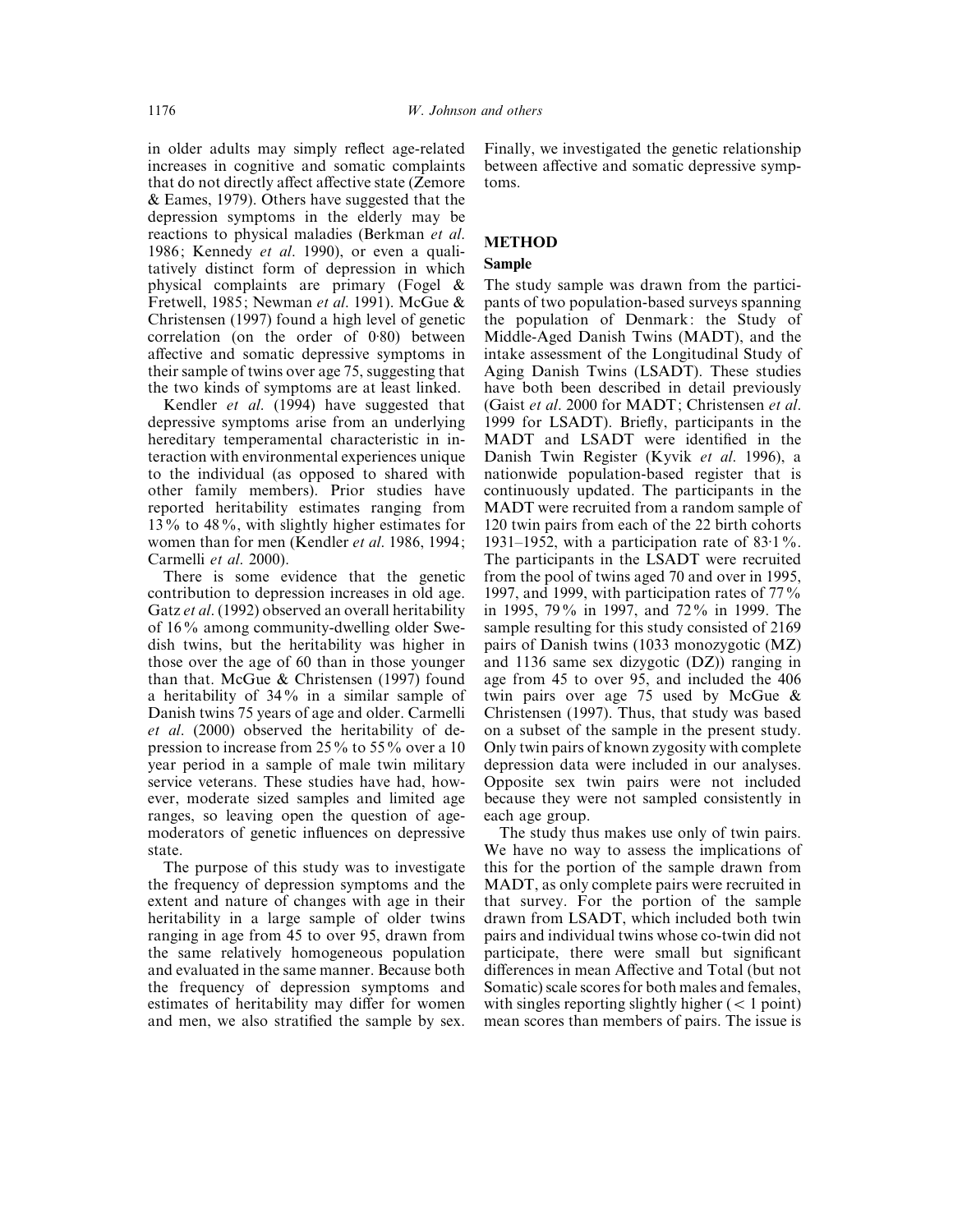in older adults may simply reflect age-related increases in cognitive and somatic complaints that do not directly affect affective state (Zemore & Eames, 1979). Others have suggested that the depression symptoms in the elderly may be reactions to physical maladies (Berkman *et al.* 1986; Kennedy *et al.* 1990), or even a qualitatively distinct form of depression in which physical complaints are primary (Fogel & Fretwell, 1985; Newman *et al.* 1991). McGue & Christensen (1997) found a high level of genetic correlation (on the order of 0·80) between affective and somatic depressive symptoms in their sample of twins over age 75, suggesting that the two kinds of symptoms are at least linked.

Kendler *et al.* (1994) have suggested that depressive symptoms arise from an underlying hereditary temperamental characteristic in interaction with environmental experiences unique to the individual (as opposed to shared with other family members). Prior studies have reported heritability estimates ranging from 13% to 48%, with slightly higher estimates for women than for men (Kendler *et al.* 1986, 1994; Carmelli *et al.* 2000).

There is some evidence that the genetic contribution to depression increases in old age. Gatz *et al.* (1992) observed an overall heritability of 16% among community-dwelling older Swedish twins, but the heritability was higher in those over the age of 60 than in those younger than that. McGue & Christensen (1997) found a heritability of 34% in a similar sample of Danish twins 75 years of age and older. Carmelli *et al.* (2000) observed the heritability of depression to increase from 25% to 55% over a 10 year period in a sample of male twin military service veterans. These studies have had, however, moderate sized samples and limited age ranges, so leaving open the question of age-moderators of genetic influences on depressive state.

The purpose of this study was to investigate the frequency of depression symptoms and the extent and nature of changes with age in their heritability in a large sample of older twins ranging in age from 45 to over 95, drawn from the same relatively homogeneous population and evaluated in the same manner. Because both the frequency of depression symptoms and estimates of heritability may differ for women and men, we also stratified the sample by sex. Finally, we investigated the genetic relationship between affective and somatic depressive symptoms.

## METHOD

### Sample

The study sample was drawn from the participants of two population-based surveys spanning the population of Denmark: the Study of Middle-Aged Danish Twins (MADT), and the intake assessment of the Longitudinal Study of Aging Danish Twins (LSADT). These studies have both been described in detail previously (Gaist *et al.* 2000 for MADT; Christensen *et al.* 1999 for LSADT). Briefly, participants in the MADT and LSADT were identified in the Danish Twin Register (Kyvik *et al.* 1996), a nationwide population-based register that is continuously updated. The participants in the MADT were recruited from a random sample of 120 twin pairs from each of the 22 birth cohorts 1931–1952, with a participation rate of 83·1%. The participants in the LSADT were recruited from the pool of twins aged 70 and over in 1995, 1997, and 1999, with participation rates of 77% in 1995, 79% in 1997, and 72% in 1999. The sample resulting for this study consisted of 2169 pairs of Danish twins (1033 monozygotic (MZ) and 1136 same sex dizygotic (DZ)) ranging in age from 45 to over 95, and included the 406 twin pairs over age 75 used by McGue & Christensen (1997). Thus, that study was based on a subset of the sample in the present study. Only twin pairs of known zygosity with complete depression data were included in our analyses. Opposite sex twin pairs were not included because they were not sampled consistently in each age group.

The study thus makes use only of twin pairs. We have no way to assess the implications of this for the portion of the sample drawn from MADT, as only complete pairs were recruited in that survey. For the portion of the sample drawn from LSADT, which included both twin pairs and individual twins whose co-twin did not participate, there were small but significant differences in mean Affective and Total (but not Somatic) scale scores for both males and females, with singles reporting slightly higher ($< 1$ point) mean scores than members of pairs. The issue is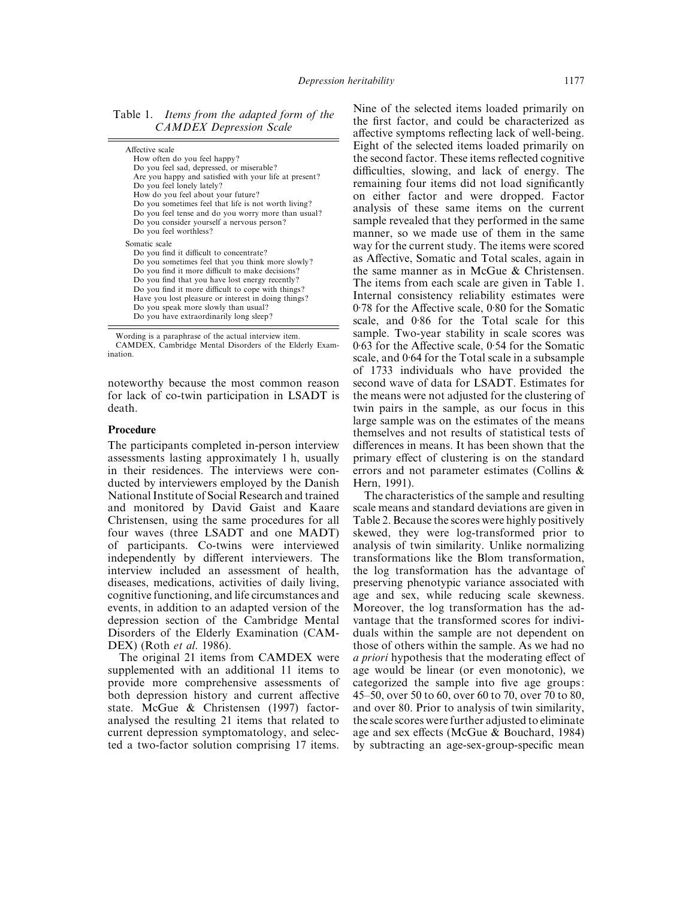Table 1. *Items from the adapted form of the CAMDEX Depression Scale*

| |
|---|
| Affective scale |
| How often do you feel happy? |
| Do you feel sad, depressed, or miserable? |
| Are you happy and satisfied with your life at present? |
| Do you feel lonely lately? |
| How do you feel about your future? |
| Do you sometimes feel that life is not worth living? |
| Do you feel tense and do you worry more than usual? |
| Do you consider yourself a nervous person? |
| Do you feel worthless? |
| Somatic scale |
| Do you find it difficult to concentrate? |
| Do you sometimes feel that you think more slowly? |
| Do you find it more difficult to make decisions? |
| Do you find that you have lost energy recently? |
| Do you find it more difficult to cope with things? |
| Have you lost pleasure or interest in doing things? |
| Do you speak more slowly than usual? |
| Do you have extraordinarily long sleep? |

Wording is a paraphrase of the actual interview item.
CAMDEX, Cambridge Mental Disorders of the Elderly Examination.

noteworthy because the most common reason for lack of co-twin participation in LSADT is death.

### Procedure

The participants completed in-person interview assessments lasting approximately 1 h, usually in their residences. The interviews were conducted by interviewers employed by the Danish National Institute of Social Research and trained and monitored by David Gaist and Kaare Christensen, using the same procedures for all four waves (three LSADT and one MADT) of participants. Co-twins were interviewed independently by different interviewers. The interview included an assessment of health, diseases, medications, activities of daily living, cognitive functioning, and life circumstances and events, in addition to an adapted version of the depression section of the Cambridge Mental Disorders of the Elderly Examination (CAMDEX) (Roth *et al.* 1986).

The original 21 items from CAMDEX were supplemented with an additional 11 items to provide more comprehensive assessments of both depression history and current affective state. McGue & Christensen (1997) factor-analysed the resulting 21 items that related to current depression symptomatology, and selected a two-factor solution comprising 17 items. Nine of the selected items loaded primarily on the first factor, and could be characterized as affective symptoms reflecting lack of well-being. Eight of the selected items loaded primarily on the second factor. These items reflected cognitive difficulties, slowing, and lack of energy. The remaining four items did not load significantly on either factor and were dropped. Factor analysis of these same items on the current sample revealed that they performed in the same manner, so we made use of them in the same way for the current study. The items were scored as Affective, Somatic and Total scales, again in the same manner as in McGue & Christensen. The items from each scale are given in Table 1. Internal consistency reliability estimates were 0·78 for the Affective scale, 0·80 for the Somatic scale, and 0·86 for the Total scale for this sample. Two-year stability in scale scores was 0·63 for the Affective scale, 0·54 for the Somatic scale, and 0·64 for the Total scale in a subsample of 1733 individuals who have provided the second wave of data for LSADT. Estimates for the means were not adjusted for the clustering of twin pairs in the sample, as our focus in this large sample was on the estimates of the means themselves and not results of statistical tests of differences in means. It has been shown that the primary effect of clustering is on the standard errors and not parameter estimates (Collins & Hern, 1991).

The characteristics of the sample and resulting scale means and standard deviations are given in Table 2. Because the scores were highly positively skewed, they were log-transformed prior to analysis of twin similarity. Unlike normalizing transformations like the Blom transformation, the log transformation has the advantage of preserving phenotypic variance associated with age and sex, while reducing scale skewness. Moreover, the log transformation has the advantage that the transformed scores for individuals within the sample are not dependent on those of others within the sample. As we had no *a priori* hypothesis that the moderating effect of age would be linear (or even monotonic), we categorized the sample into five age groups: 45–50, over 50 to 60, over 60 to 70, over 70 to 80, and over 80. Prior to analysis of twin similarity, the scale scores were further adjusted to eliminate age and sex effects (McGue & Bouchard, 1984) by subtracting an age-sex-group-specific mean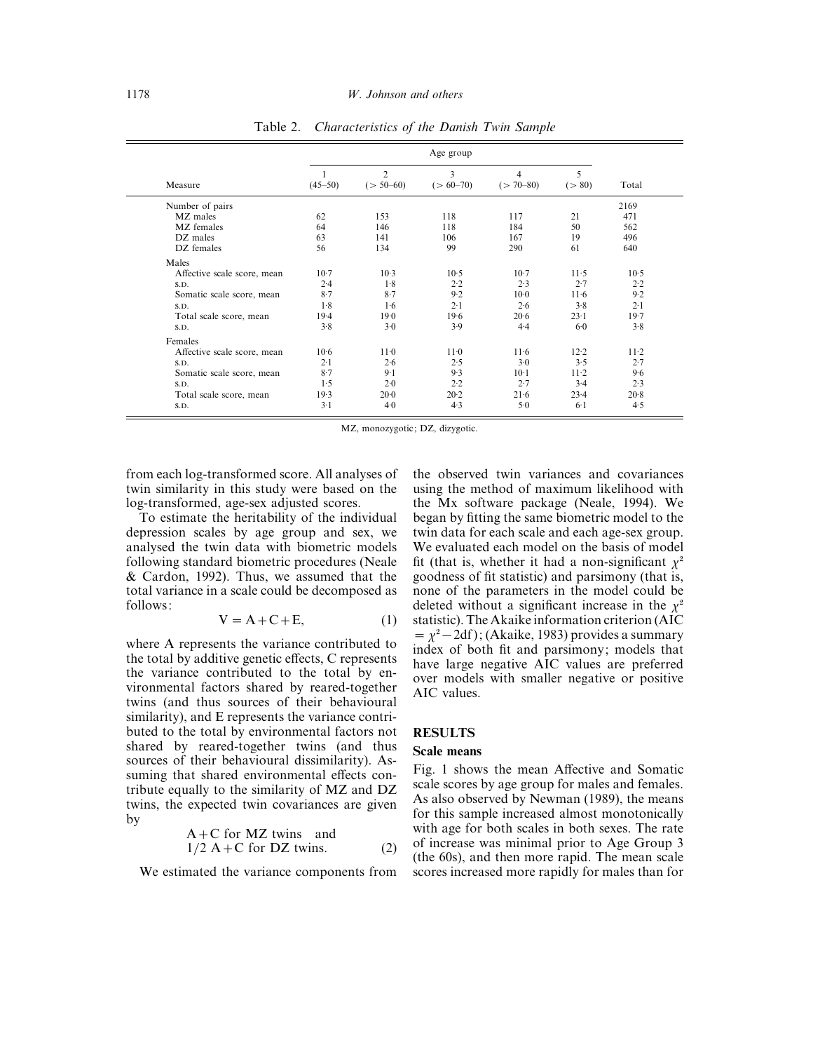Table 2. *Characteristics of the Danish Twin Sample*

| Measure | Age group 1 (45–50) | 2 (> 50–60) | 3 (> 60–70) | 4 (> 70–80) | 5 (> 80) | Total |
|---|---|---|---|---|---|---|
| Number of pairs | | | | | | 2169 |
| MZ males | 62 | 153 | 118 | 117 | 21 | 471 |
| MZ females | 64 | 146 | 118 | 184 | 50 | 562 |
| DZ males | 63 | 141 | 106 | 167 | 19 | 496 |
| DZ females | 56 | 134 | 99 | 290 | 61 | 640 |
| Males | | | | | | |
| Affective scale score, mean | 10·7 | 10·3 | 10·5 | 10·7 | 11·5 | 10·5 |
| S.D. | 2·4 | 1·8 | 2·2 | 2·3 | 2·7 | 2·2 |
| Somatic scale score, mean | 8·7 | 8·7 | 9·2 | 10·0 | 11·6 | 9·2 |
| S.D. | 1·8 | 1·6 | 2·1 | 2·6 | 3·8 | 2·1 |
| Total scale score, mean | 19·4 | 19·0 | 19·6 | 20·6 | 23·1 | 19·7 |
| S.D. | 3·8 | 3·0 | 3·9 | 4·4 | 6·0 | 3·8 |
| Females | | | | | | |
| Affective scale score, mean | 10·6 | 11·0 | 11·0 | 11·6 | 12·2 | 11·2 |
| S.D. | 2·1 | 2·6 | 2·5 | 3·0 | 3·5 | 2·7 |
| Somatic scale score, mean | 8·7 | 9·1 | 9·3 | 10·1 | 11·2 | 9·6 |
| S.D. | 1·5 | 2·0 | 2·2 | 2·7 | 3·4 | 2·3 |
| Total scale score, mean | 19·3 | 20·0 | 20·2 | 21·6 | 23·4 | 20·8 |
| S.D. | 3·1 | 4·0 | 4·3 | 5·0 | 6·1 | 4·5 |

MZ, monozygotic; DZ, dizygotic.

from each log-transformed score. All analyses of twin similarity in this study were based on the log-transformed, age-sex adjusted scores.

To estimate the heritability of the individual depression scales by age group and sex, we analysed the twin data with biometric models following standard biometric procedures (Neale & Cardon, 1992). Thus, we assumed that the total variance in a scale could be decomposed as follows:

$$V = A + C + E, \tag{1}$$

where A represents the variance contributed to the total by additive genetic effects, C represents the variance contributed to the total by environmental factors shared by reared-together twins (and thus sources of their behavioural similarity), and E represents the variance contributed to the total by environmental factors not shared by reared-together twins (and thus sources of their behavioural dissimilarity). Assuming that shared environmental effects contribute equally to the similarity of MZ and DZ twins, the expected twin covariances are given by

$$\begin{aligned} &A + C \text{ for MZ twins and} \\ &1/2\ A + C \text{ for DZ twins.} \end{aligned} \tag{2}$$

We estimated the variance components from the observed twin variances and covariances using the method of maximum likelihood with the Mx software package (Neale, 1994). We began by fitting the same biometric model to the twin data for each scale and each age-sex group. We evaluated each model on the basis of model fit (that is, whether it had a non-significant $\chi^2$ goodness of fit statistic) and parsimony (that is, none of the parameters in the model could be deleted without a significant increase in the $\chi^2$ statistic). The Akaike information criterion (AIC $= \chi^2 - 2\text{df}$); (Akaike, 1983) provides a summary index of both fit and parsimony; models that have large negative AIC values are preferred over models with smaller negative or positive AIC values.

## RESULTS

### Scale means

Fig. 1 shows the mean Affective and Somatic scale scores by age group for males and females. As also observed by Newman (1989), the means for this sample increased almost monotonically with age for both scales in both sexes. The rate of increase was minimal prior to Age Group 3 (the 60s), and then more rapid. The mean scale scores increased more rapidly for males than for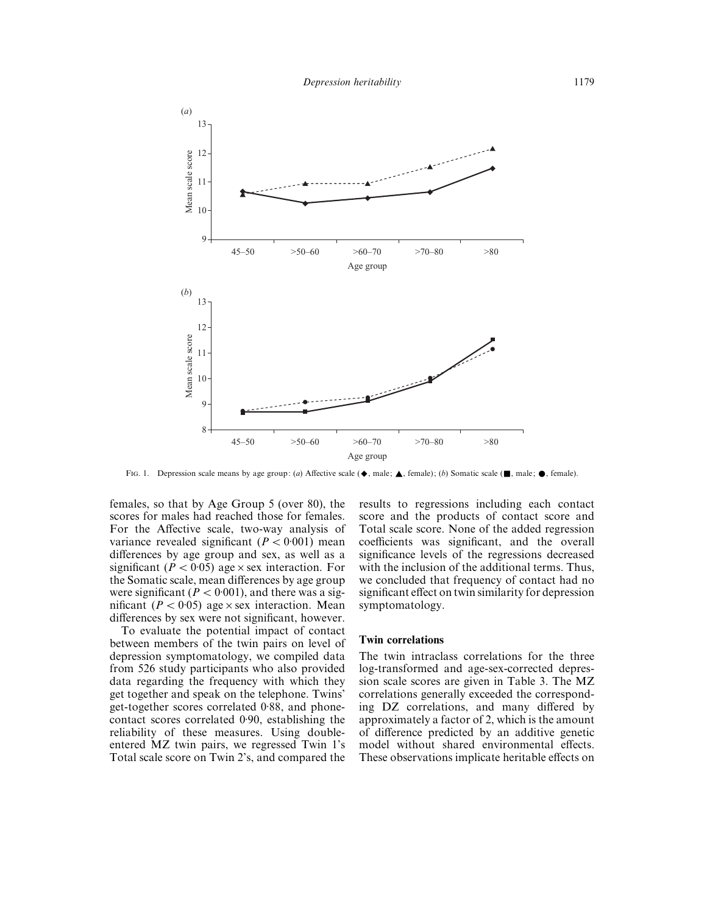FIG. 1. Depression scale means by age group: (*a*) Affective scale (◆, male; ▲, female); (*b*) Somatic scale (■, male; ●, female).

females, so that by Age Group 5 (over 80), the scores for males had reached those for females. For the Affective scale, two-way analysis of variance revealed significant ($P < 0{\cdot}001$) mean differences by age group and sex, as well as a significant ($P < 0{\cdot}05$) age × sex interaction. For the Somatic scale, mean differences by age group were significant ($P < 0{\cdot}001$), and there was a significant ($P < 0{\cdot}05$) age × sex interaction. Mean differences by sex were not significant, however.

To evaluate the potential impact of contact between members of the twin pairs on level of depression symptomatology, we compiled data from 526 study participants who also provided data regarding the frequency with which they get together and speak on the telephone. Twins' get-together scores correlated 0·88, and phone-contact scores correlated 0·90, establishing the reliability of these measures. Using double-entered MZ twin pairs, we regressed Twin 1's Total scale score on Twin 2's, and compared the results to regressions including each contact score and the products of contact score and Total scale score. None of the added regression coefficients was significant, and the overall significance levels of the regressions decreased with the inclusion of the additional terms. Thus, we concluded that frequency of contact had no significant effect on twin similarity for depression symptomatology.

## Twin correlations

The twin intraclass correlations for the three log-transformed and age-sex-corrected depression scale scores are given in Table 3. The MZ correlations generally exceeded the corresponding DZ correlations, and many differed by approximately a factor of 2, which is the amount of difference predicted by an additive genetic model without shared environmental effects. These observations implicate heritable effects on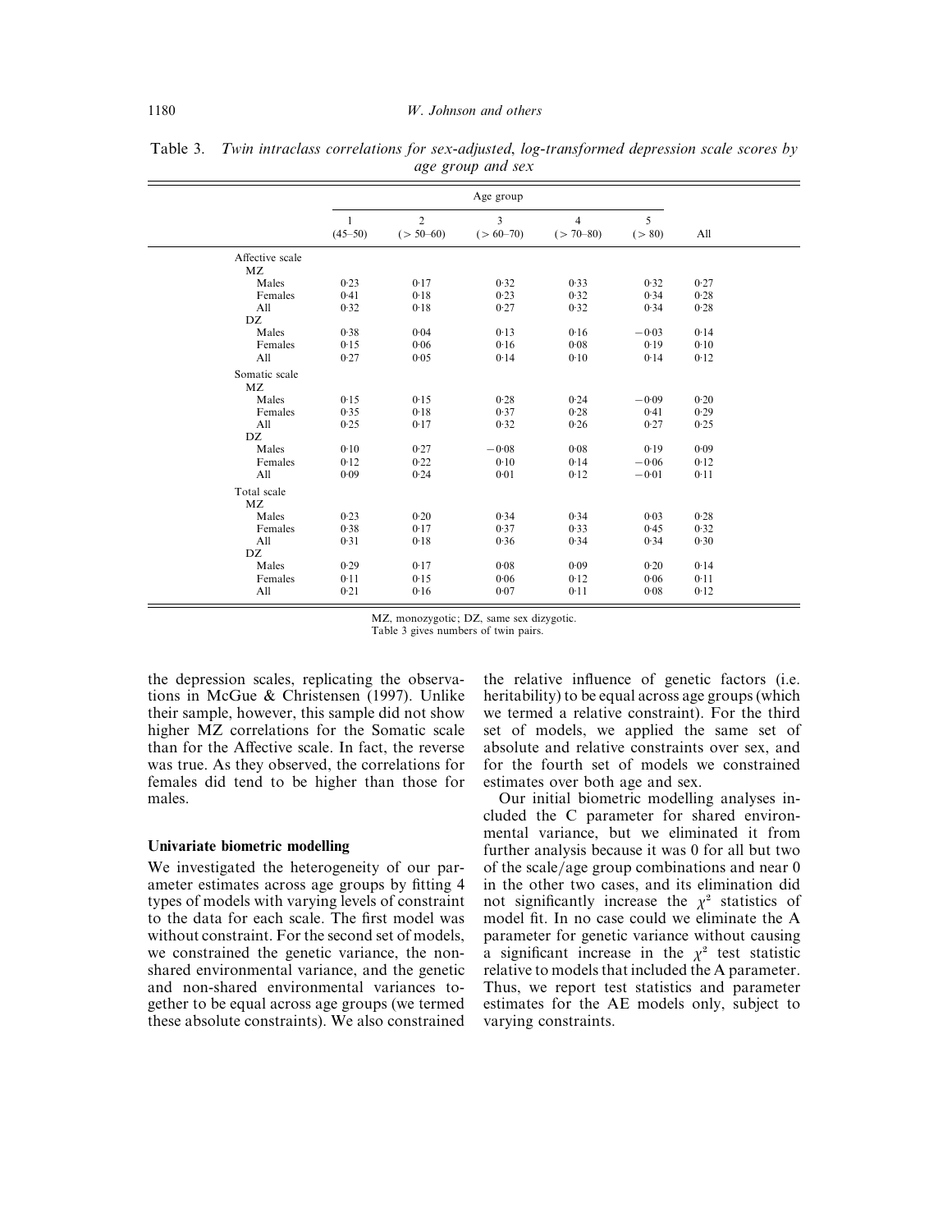Table 3. *Twin intraclass correlations for sex-adjusted, log-transformed depression scale scores by age group and sex*

| | Age group | | | | | |
|---|---|---|---|---|---|---|
| | 1 (45–50) | 2 (> 50–60) | 3 (> 60–70) | 4 (> 70–80) | 5 (> 80) | All |
| Affective scale | | | | | | |
| MZ | | | | | | |
| Males | 0·23 | 0·17 | 0·32 | 0·33 | 0·32 | 0·27 |
| Females | 0·41 | 0·18 | 0·23 | 0·32 | 0·34 | 0·28 |
| All | 0·32 | 0·18 | 0·27 | 0·32 | 0·34 | 0·28 |
| DZ | | | | | | |
| Males | 0·38 | 0·04 | 0·13 | 0·16 | −0·03 | 0·14 |
| Females | 0·15 | 0·06 | 0·16 | 0·08 | 0·19 | 0·10 |
| All | 0·27 | 0·05 | 0·14 | 0·10 | 0·14 | 0·12 |
| Somatic scale | | | | | | |
| MZ | | | | | | |
| Males | 0·15 | 0·15 | 0·28 | 0·24 | −0·09 | 0·20 |
| Females | 0·35 | 0·18 | 0·37 | 0·28 | 0·41 | 0·29 |
| All | 0·25 | 0·17 | 0·32 | 0·26 | 0·27 | 0·25 |
| DZ | | | | | | |
| Males | 0·10 | 0·27 | −0·08 | 0·08 | 0·19 | 0·09 |
| Females | 0·12 | 0·22 | 0·10 | 0·14 | −0·06 | 0·12 |
| All | 0·09 | 0·24 | 0·01 | 0·12 | −0·01 | 0·11 |
| Total scale | | | | | | |
| MZ | | | | | | |
| Males | 0·23 | 0·20 | 0·34 | 0·34 | 0·03 | 0·28 |
| Females | 0·38 | 0·17 | 0·37 | 0·33 | 0·45 | 0·32 |
| All | 0·31 | 0·18 | 0·36 | 0·34 | 0·34 | 0·30 |
| DZ | | | | | | |
| Males | 0·29 | 0·17 | 0·08 | 0·09 | 0·20 | 0·14 |
| Females | 0·11 | 0·15 | 0·06 | 0·12 | 0·06 | 0·11 |
| All | 0·21 | 0·16 | 0·07 | 0·11 | 0·08 | 0·12 |

MZ, monozygotic; DZ, same sex dizygotic.
Table 3 gives numbers of twin pairs.

the depression scales, replicating the observations in McGue & Christensen (1997). Unlike their sample, however, this sample did not show higher MZ correlations for the Somatic scale than for the Affective scale. In fact, the reverse was true. As they observed, the correlations for females did tend to be higher than those for males.

### Univariate biometric modelling

We investigated the heterogeneity of our parameter estimates across age groups by fitting 4 types of models with varying levels of constraint to the data for each scale. The first model was without constraint. For the second set of models, we constrained the genetic variance, the non-shared environmental variance, and the genetic and non-shared environmental variances together to be equal across age groups (we termed these absolute constraints). We also constrained the relative influence of genetic factors (i.e. heritability) to be equal across age groups (which we termed a relative constraint). For the third set of models, we applied the same set of absolute and relative constraints over sex, and for the fourth set of models we constrained estimates over both age and sex.

Our initial biometric modelling analyses included the C parameter for shared environmental variance, but we eliminated it from further analysis because it was 0 for all but two of the scale/age group combinations and near 0 in the other two cases, and its elimination did not significantly increase the $\chi^2$ statistics of model fit. In no case could we eliminate the A parameter for genetic variance without causing a significant increase in the $\chi^2$ test statistic relative to models that included the A parameter. Thus, we report test statistics and parameter estimates for the AE models only, subject to varying constraints.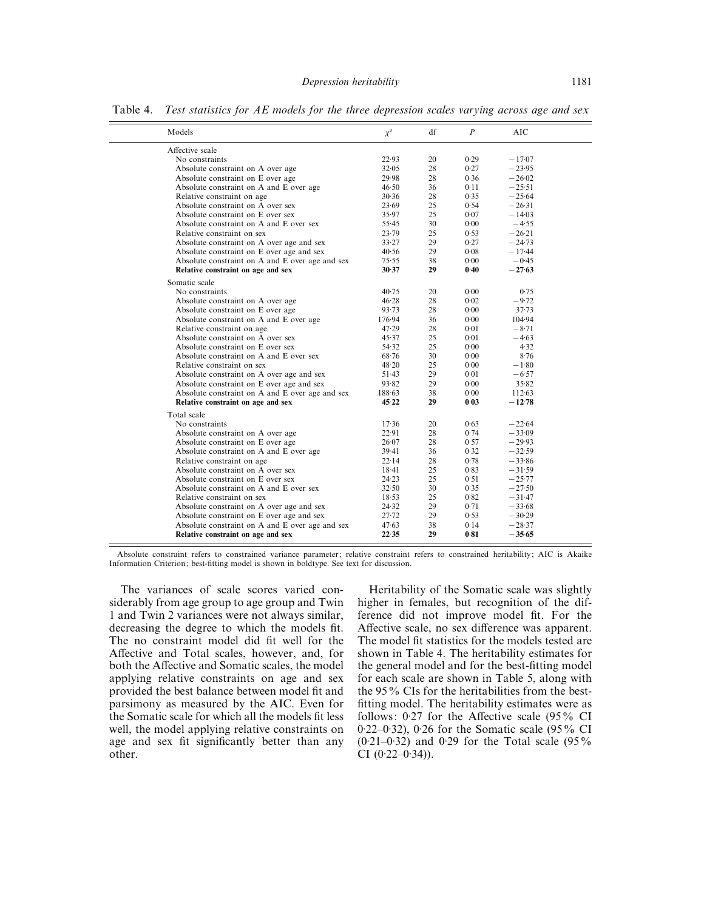Table 4. *Test statistics for AE models for the three depression scales varying across age and sex*

| Models | $\chi^2$ | df | $P$ | AIC |
|---|---|---|---|---|
| Affective scale | | | | |
| No constraints | 22·93 | 20 | 0·29 | −17·07 |
| Absolute constraint on A over age | 32·05 | 28 | 0·27 | −23·95 |
| Absolute constraint on E over age | 29·98 | 28 | 0·36 | −26·02 |
| Absolute constraint on A and E over age | 46·50 | 36 | 0·11 | −25·51 |
| Relative constraint on age | 30·36 | 28 | 0·35 | −25·64 |
| Absolute constraint on A over sex | 23·69 | 25 | 0·54 | −26·31 |
| Absolute constraint on E over sex | 35·97 | 25 | 0·07 | −14·03 |
| Absolute constraint on A and E over sex | 55·45 | 30 | 0·00 | −4·55 |
| Relative constraint on sex | 23·79 | 25 | 0·53 | −26·21 |
| Absolute constraint on A over age and sex | 33·27 | 29 | 0·27 | −24·73 |
| Absolute constraint on E over age and sex | 40·56 | 29 | 0·08 | −17·44 |
| Absolute constraint on A and E over age and sex | 75·55 | 38 | 0·00 | −0·45 |
| **Relative constraint on age and sex** | **30·37** | **29** | **0·40** | **−27·63** |
| Somatic scale | | | | |
| No constraints | 40·75 | 20 | 0·00 | 0·75 |
| Absolute constraint on A over age | 46·28 | 28 | 0·02 | −9·72 |
| Absolute constraint on E over age | 93·73 | 28 | 0·00 | 37·73 |
| Absolute constraint on A and E over age | 176·94 | 36 | 0·00 | 104·94 |
| Relative constraint on age | 47·29 | 28 | 0·01 | −8·71 |
| Absolute constraint on A over sex | 45·37 | 25 | 0·01 | −4·63 |
| Absolute constraint on E over sex | 54·32 | 25 | 0·00 | 4·32 |
| Absolute constraint on A and E over sex | 68·76 | 30 | 0·00 | 8·76 |
| Relative constraint on sex | 48·20 | 25 | 0·00 | −1·80 |
| Absolute constraint on A over age and sex | 51·43 | 29 | 0·01 | −6·57 |
| Absolute constraint on E over age and sex | 93·82 | 29 | 0·00 | 35·82 |
| Absolute constraint on A and E over age and sex | 188·63 | 38 | 0·00 | 112·63 |
| **Relative constraint on age and sex** | **45·22** | **29** | **0·03** | **−12·78** |
| Total scale | | | | |
| No constraints | 17·36 | 20 | 0·63 | −22·64 |
| Absolute constraint on A over age | 22·91 | 28 | 0·74 | −33·09 |
| Absolute constraint on E over age | 26·07 | 28 | 0·57 | −29·93 |
| Absolute constraint on A and E over age | 39·41 | 36 | 0·32 | −32·59 |
| Relative constraint on age | 22·14 | 28 | 0·78 | −33·86 |
| Absolute constraint on A over sex | 18·41 | 25 | 0·83 | −31·59 |
| Absolute constraint on E over sex | 24·23 | 25 | 0·51 | −25·77 |
| Absolute constraint on A and E over sex | 32·50 | 30 | 0·35 | −27·50 |
| Relative constraint on sex | 18·53 | 25 | 0·82 | −31·47 |
| Absolute constraint on A over age and sex | 24·32 | 29 | 0·71 | −33·68 |
| Absolute constraint on E over age and sex | 27·72 | 29 | 0·53 | −30·29 |
| Absolute constraint on A and E over age and sex | 47·63 | 38 | 0·14 | −28·37 |
| **Relative constraint on age and sex** | **22·35** | **29** | **0·81** | **−35·65** |

Absolute constraint refers to constrained variance parameter; relative constraint refers to constrained heritability; AIC is Akaike Information Criterion; best-fitting model is shown in boldtype. See text for discussion.

The variances of scale scores varied considerably from age group to age group and Twin 1 and Twin 2 variances were not always similar, decreasing the degree to which the models fit. The no constraint model did fit well for the Affective and Total scales, however, and, for both the Affective and Somatic scales, the model applying relative constraints on age and sex provided the best balance between model fit and parsimony as measured by the AIC. Even for the Somatic scale for which all the models fit less well, the model applying relative constraints on age and sex fit significantly better than any other.

Heritability of the Somatic scale was slightly higher in females, but recognition of the difference did not improve model fit. For the Affective scale, no sex difference was apparent. The model fit statistics for the models tested are shown in Table 4. The heritability estimates for the general model and for the best-fitting model for each scale are shown in Table 5, along with the 95% CIs for the heritabilities from the best-fitting model. The heritability estimates were as follows: 0·27 for the Affective scale (95% CI 0·22–0·32), 0·26 for the Somatic scale (95% CI (0·21–0·32) and 0·29 for the Total scale (95% CI (0·22–0·34)).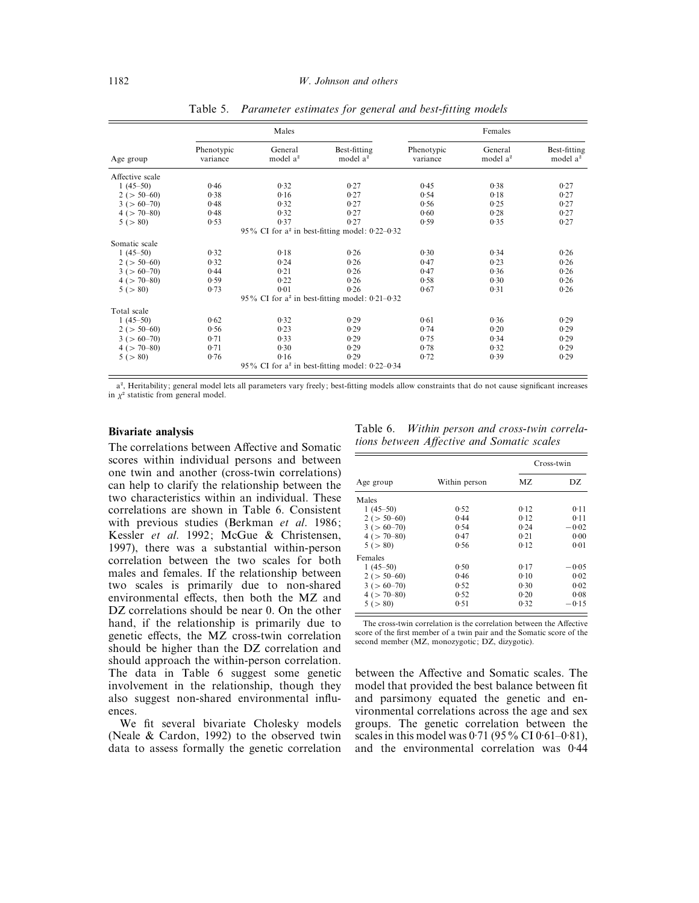Table 5. *Parameter estimates for general and best-fitting models*

| Age group | Males | | | Females | | |
|---|---|---|---|---|---|---|
| | Phenotypic variance | General model $a^2$ | Best-fitting model $a^2$ | Phenotypic variance | General model $a^2$ | Best-fitting model $a^2$ |
| Affective scale | | | | | | |
| 1 (45–50) | 0·46 | 0·32 | 0·27 | 0·45 | 0·38 | 0·27 |
| 2 (> 50–60) | 0·38 | 0·16 | 0·27 | 0·54 | 0·18 | 0·27 |
| 3 (> 60–70) | 0·48 | 0·32 | 0·27 | 0·56 | 0·25 | 0·27 |
| 4 (> 70–80) | 0·48 | 0·32 | 0·27 | 0·60 | 0·28 | 0·27 |
| 5 (> 80) | 0·53 | 0·37 | 0·27 | 0·59 | 0·35 | 0·27 |
| 95% CI for $a^2$ in best-fitting model: 0·22–0·32 | | | | | | |
| Somatic scale | | | | | | |
| 1 (45–50) | 0·32 | 0·18 | 0·26 | 0·30 | 0·34 | 0·26 |
| 2 (> 50–60) | 0·32 | 0·24 | 0·26 | 0·47 | 0·23 | 0·26 |
| 3 (> 60–70) | 0·44 | 0·21 | 0·26 | 0·47 | 0·36 | 0·26 |
| 4 (> 70–80) | 0·59 | 0·22 | 0·26 | 0·58 | 0·30 | 0·26 |
| 5 (> 80) | 0·73 | 0·01 | 0·26 | 0·67 | 0·31 | 0·26 |
| 95% CI for $a^2$ in best-fitting model: 0·21–0·32 | | | | | | |
| Total scale | | | | | | |
| 1 (45–50) | 0·62 | 0·32 | 0·29 | 0·61 | 0·36 | 0·29 |
| 2 (> 50–60) | 0·56 | 0·23 | 0·29 | 0·74 | 0·20 | 0·29 |
| 3 (> 60–70) | 0·71 | 0·33 | 0·29 | 0·75 | 0·34 | 0·29 |
| 4 (> 70–80) | 0·71 | 0·30 | 0·29 | 0·78 | 0·32 | 0·29 |
| 5 (> 80) | 0·76 | 0·16 | 0·29 | 0·72 | 0·39 | 0·29 |
| 95% CI for $a^2$ in best-fitting model: 0·22–0·34 | | | | | | |

$a^2$, Heritability; general model lets all parameters vary freely; best-fitting models allow constraints that do not cause significant increases in $\chi^2$ statistic from general model.

**Bivariate analysis**

The correlations between Affective and Somatic scores within individual persons and between one twin and another (cross-twin correlations) can help to clarify the relationship between the two characteristics within an individual. These correlations are shown in Table 6. Consistent with previous studies (Berkman *et al*. 1986; Kessler *et al*. 1992; McGue & Christensen, 1997), there was a substantial within-person correlation between the two scales for both males and females. If the relationship between two scales is primarily due to non-shared environmental effects, then both the MZ and DZ correlations should be near 0. On the other hand, if the relationship is primarily due to genetic effects, the MZ cross-twin correlation should be higher than the DZ correlation and should approach the within-person correlation. The data in Table 6 suggest some genetic involvement in the relationship, though they also suggest non-shared environmental influences.

We fit several bivariate Cholesky models (Neale & Cardon, 1992) to the observed twin data to assess formally the genetic correlation between the Affective and Somatic scales. The model that provided the best balance between fit and parsimony equated the genetic and environmental correlations across the age and sex groups. The genetic correlation between the scales in this model was 0·71 (95% CI 0·61–0·81), and the environmental correlation was 0·44

Table 6. *Within person and cross-twin correlations between Affective and Somatic scales*

| Age group | Within person | Cross-twin | |
|---|---|---|---|
| | | MZ | DZ |
| Males | | | |
| 1 (45–50) | 0·52 | 0·12 | 0·11 |
| 2 (> 50–60) | 0·44 | 0·12 | 0·11 |
| 3 (> 60–70) | 0·54 | 0·24 | −0·02 |
| 4 (> 70–80) | 0·47 | 0·21 | 0·00 |
| 5 (> 80) | 0·56 | 0·12 | 0·01 |
| Females | | | |
| 1 (45–50) | 0·50 | 0·17 | −0·05 |
| 2 (> 50–60) | 0·46 | 0·10 | 0·02 |
| 3 (> 60–70) | 0·52 | 0·30 | 0·02 |
| 4 (> 70–80) | 0·52 | 0·20 | 0·08 |
| 5 (> 80) | 0·51 | 0·32 | −0·15 |

The cross-twin correlation is the correlation between the Affective score of the first member of a twin pair and the Somatic score of the second member (MZ, monozygotic; DZ, dizygotic).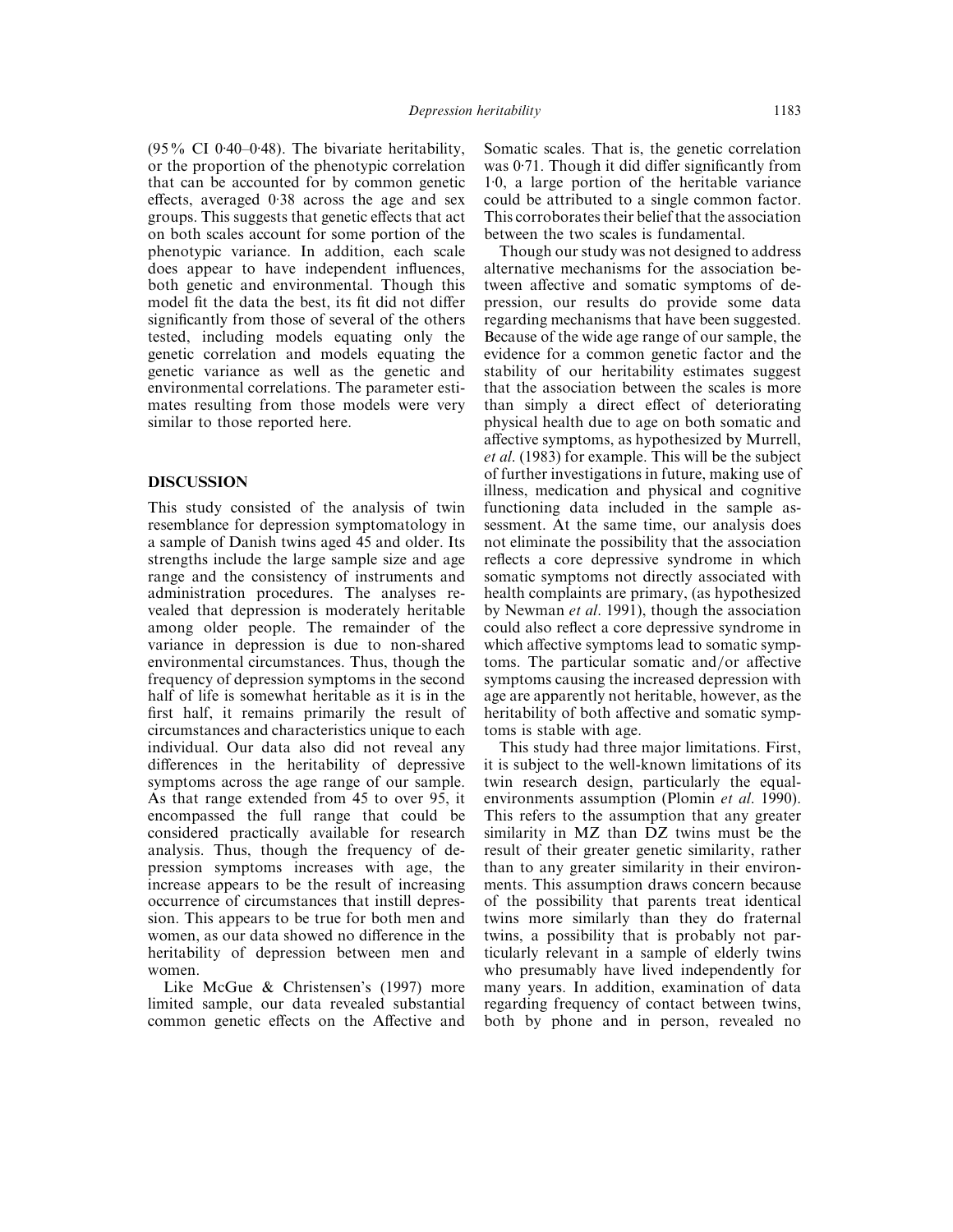(95% CI 0·40–0·48). The bivariate heritability, or the proportion of the phenotypic correlation that can be accounted for by common genetic effects, averaged 0·38 across the age and sex groups. This suggests that genetic effects that act on both scales account for some portion of the phenotypic variance. In addition, each scale does appear to have independent influences, both genetic and environmental. Though this model fit the data the best, its fit did not differ significantly from those of several of the others tested, including models equating only the genetic correlation and models equating the genetic variance as well as the genetic and environmental correlations. The parameter estimates resulting from those models were very similar to those reported here.

## DISCUSSION

This study consisted of the analysis of twin resemblance for depression symptomatology in a sample of Danish twins aged 45 and older. Its strengths include the large sample size and age range and the consistency of instruments and administration procedures. The analyses revealed that depression is moderately heritable among older people. The remainder of the variance in depression is due to non-shared environmental circumstances. Thus, though the frequency of depression symptoms in the second half of life is somewhat heritable as it is in the first half, it remains primarily the result of circumstances and characteristics unique to each individual. Our data also did not reveal any differences in the heritability of depressive symptoms across the age range of our sample. As that range extended from 45 to over 95, it encompassed the full range that could be considered practically available for research analysis. Thus, though the frequency of depression symptoms increases with age, the increase appears to be the result of increasing occurrence of circumstances that instill depression. This appears to be true for both men and women, as our data showed no difference in the heritability of depression between men and women.

Like McGue & Christensen's (1997) more limited sample, our data revealed substantial common genetic effects on the Affective and Somatic scales. That is, the genetic correlation was 0·71. Though it did differ significantly from 1·0, a large portion of the heritable variance could be attributed to a single common factor. This corroborates their belief that the association between the two scales is fundamental.

Though our study was not designed to address alternative mechanisms for the association between affective and somatic symptoms of depression, our results do provide some data regarding mechanisms that have been suggested. Because of the wide age range of our sample, the evidence for a common genetic factor and the stability of our heritability estimates suggest that the association between the scales is more than simply a direct effect of deteriorating physical health due to age on both somatic and affective symptoms, as hypothesized by Murrell, *et al*. (1983) for example. This will be the subject of further investigations in future, making use of illness, medication and physical and cognitive functioning data included in the sample assessment. At the same time, our analysis does not eliminate the possibility that the association reflects a core depressive syndrome in which somatic symptoms not directly associated with health complaints are primary, (as hypothesized by Newman *et al*. 1991), though the association could also reflect a core depressive syndrome in which affective symptoms lead to somatic symptoms. The particular somatic and/or affective symptoms causing the increased depression with age are apparently not heritable, however, as the heritability of both affective and somatic symptoms is stable with age.

This study had three major limitations. First, it is subject to the well-known limitations of its twin research design, particularly the equal-environments assumption (Plomin *et al*. 1990). This refers to the assumption that any greater similarity in MZ than DZ twins must be the result of their greater genetic similarity, rather than to any greater similarity in their environments. This assumption draws concern because of the possibility that parents treat identical twins more similarly than they do fraternal twins, a possibility that is probably not particularly relevant in a sample of elderly twins who presumably have lived independently for many years. In addition, examination of data regarding frequency of contact between twins, both by phone and in person, revealed no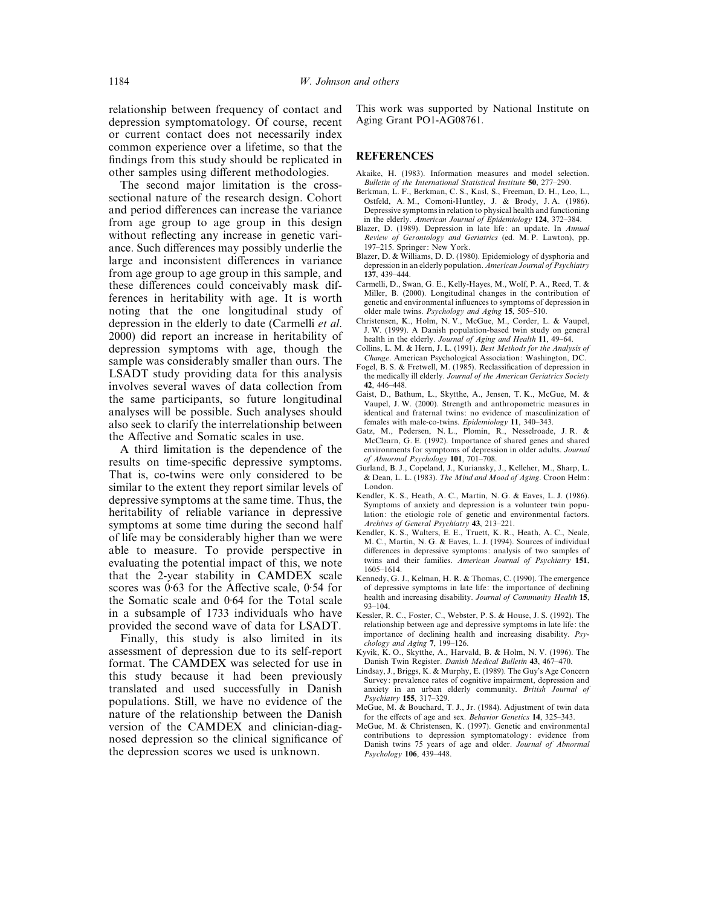relationship between frequency of contact and depression symptomatology. Of course, recent or current contact does not necessarily index common experience over a lifetime, so that the findings from this study should be replicated in other samples using different methodologies.

The second major limitation is the cross-sectional nature of the research design. Cohort and period differences can increase the variance from age group to age group in this design without reflecting any increase in genetic variance. Such differences may possibly underlie the large and inconsistent differences in variance from age group to age group in this sample, and these differences could conceivably mask differences in heritability with age. It is worth noting that the one longitudinal study of depression in the elderly to date (Carmelli *et al.* 2000) did report an increase in heritability of depression symptoms with age, though the sample was considerably smaller than ours. The LSADT study providing data for this analysis involves several waves of data collection from the same participants, so future longitudinal analyses will be possible. Such analyses should also seek to clarify the interrelationship between the Affective and Somatic scales in use.

A third limitation is the dependence of the results on time-specific depressive symptoms. That is, co-twins were only considered to be similar to the extent they report similar levels of depressive symptoms at the same time. Thus, the heritability of reliable variance in depressive symptoms at some time during the second half of life may be considerably higher than we were able to measure. To provide perspective in evaluating the potential impact of this, we note that the 2-year stability in CAMDEX scale scores was 0·63 for the Affective scale, 0·54 for the Somatic scale and 0·64 for the Total scale in a subsample of 1733 individuals who have provided the second wave of data for LSADT.

Finally, this study is also limited in its assessment of depression due to its self-report format. The CAMDEX was selected for use in this study because it had been previously translated and used successfully in Danish populations. Still, we have no evidence of the nature of the relationship between the Danish version of the CAMDEX and clinician-diagnosed depression so the clinical significance of the depression scores we used is unknown.

This work was supported by National Institute on Aging Grant PO1-AG08761.

## REFERENCES

Akaike, H. (1983). Information measures and model selection. *Bulletin of the International Statistical Institute* **50**, 277–290.

Berkman, L. F., Berkman, C. S., Kasl, S., Freeman, D. H., Leo, L., Ostfeld, A. M., Comoni-Huntley, J. & Brody, J. A. (1986). Depressive symptoms in relation to physical health and functioning in the elderly. *American Journal of Epidemiology* **124**, 372–384.

Blazer, D. (1989). Depression in late life: an update. In *Annual Review of Gerontology and Geriatrics* (ed. M. P. Lawton), pp. 197–215. Springer: New York.

Blazer, D. D. & Williams, D. D. (1980). Epidemiology of dysphoria and depression in an elderly population. *American Journal of Psychiatry* **137**, 439–444.

Carmelli, D., Swan, G. E., Kelly-Hayes, M., Wolf, P. A., Reed, T. & Miller, B. (2000). Longitudinal changes in the contribution of genetic and environmental influences to symptoms of depression in older male twins. *Psychology and Aging* **15**, 505–510.

Christensen, K., Holm, N. V., McGue, M., Corder, L. & Vaupel, J. W. (1999). A Danish population-based twin study on general health in the elderly. *Journal of Aging and Health* **11**, 49–64.

Collins, L. M. & Hern, J. L. (1991). *Best Methods for the Analysis of Change*. American Psychological Association: Washington, DC.

Fogel, B. S. & Fretwell, M. (1985). Reclassification of depression in the medically ill elderly. *Journal of the American Geriatrics Society* **42**, 446–448.

Gaist, D., Bathum, L., Skytthe, A., Jensen, T. K., McGue, M. & Vaupel, J. W. (2000). Strength and anthropometric measures in identical and fraternal twins: no evidence of masculinization of females with male-co-twins. *Epidemiology* **11**, 340–343.

Gatz, M., Pedersen, N. L., Plomin, R., Nesselroade, J. R. & McClearn, G. E. (1992). Importance of shared genes and shared environments for symptoms of depression in older adults. *Journal of Abnormal Psychology* **101**, 701–708.

Gurland, B. J., Copeland, J., Kuriansky, J., Kelleher, M., Sharp, L. & Dean, L. L. (1983). *The Mind and Mood of Aging*. Croon Helm: London.

Kendler, K. S., Heath, A. C., Martin, N. G. & Eaves, L. J. (1986). Symptoms of anxiety and depression is a volunteer twin population: the etiologic role of genetic and environmental factors. *Archives of General Psychiatry* **43**, 213–221.

Kendler, K. S., Walters, E. E., Truett, K. R., Heath, A. C., Neale, M. C., Martin, N. G. & Eaves, L. J. (1994). Sources of individual differences in depressive symptoms: analysis of two samples of twins and their families. *American Journal of Psychiatry* **151**, 1605–1614.

Kennedy, G. J., Kelman, H. R. & Thomas, C. (1990). The emergence of depressive symptoms in late life: the importance of declining health and increasing disability. *Journal of Community Health* **15**, 93–104.

Kessler, R. C., Foster, C., Webster, P. S. & House, J. S. (1992). The relationship between age and depressive symptoms in late life: the importance of declining health and increasing disability. *Psychology and Aging* **7**, 199–126.

Kyvik, K. O., Skytthe, A., Harvald, B. & Holm, N. V. (1996). The Danish Twin Register. *Danish Medical Bulletin* **43**, 467–470.

Lindsay, J., Briggs, K. & Murphy, E. (1989). The Guy's Age Concern Survey: prevalence rates of cognitive impairment, depression and anxiety in an urban elderly community. *British Journal of Psychiatry* **155**, 317–329.

McGue, M. & Bouchard, T. J., Jr. (1984). Adjustment of twin data for the effects of age and sex. *Behavior Genetics* **14**, 325–343.

McGue, M. & Christensen, K. (1997). Genetic and environmental contributions to depression symptomatology: evidence from Danish twins 75 years of age and older. *Journal of Abnormal Psychology* **106**, 439–448.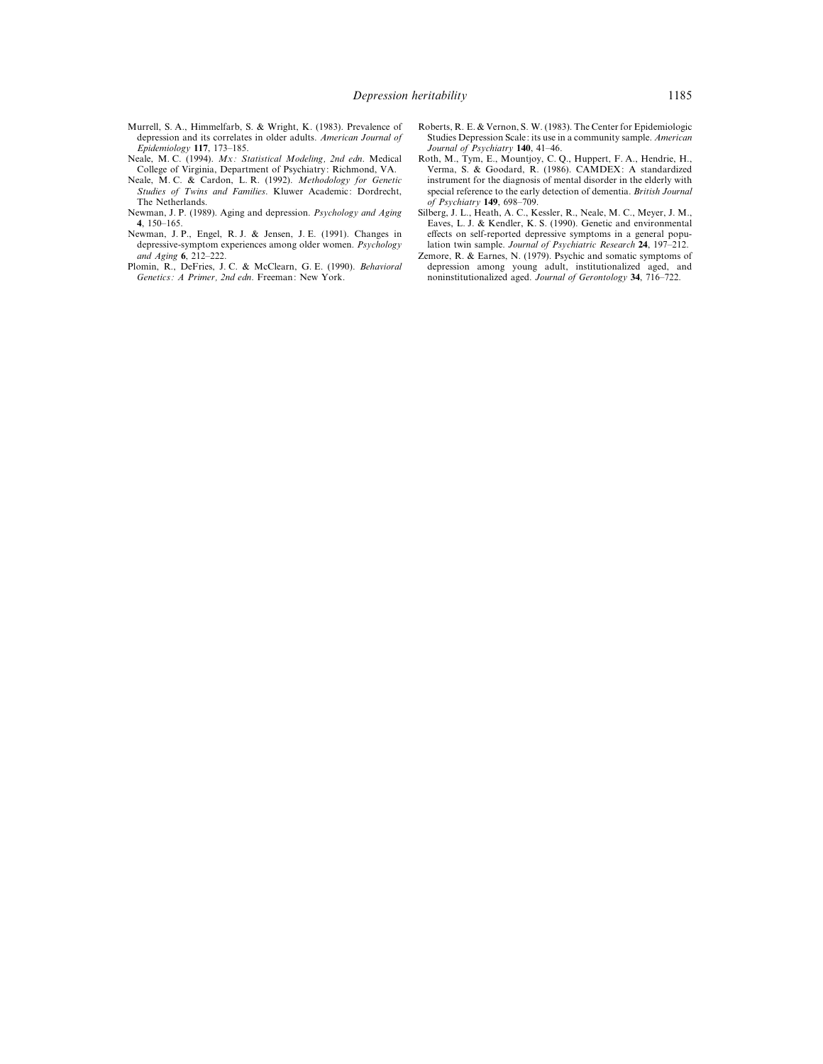Murrell, S. A., Himmelfarb, S. & Wright, K. (1983). Prevalence of depression and its correlates in older adults. *American Journal of Epidemiology* **117**, 173–185.

Neale, M. C. (1994). *Mx: Statistical Modeling, 2nd edn*. Medical College of Virginia, Department of Psychiatry: Richmond, VA.

Neale, M. C. & Cardon, L. R. (1992). *Methodology for Genetic Studies of Twins and Families*. Kluwer Academic: Dordrecht, The Netherlands.

Newman, J. P. (1989). Aging and depression. *Psychology and Aging* **4**, 150–165.

Newman, J. P., Engel, R. J. & Jensen, J. E. (1991). Changes in depressive-symptom experiences among older women. *Psychology and Aging* **6**, 212–222.

Plomin, R., DeFries, J. C. & McClearn, G. E. (1990). *Behavioral Genetics: A Primer, 2nd edn*. Freeman: New York.

Roberts, R. E. & Vernon, S. W. (1983). The Center for Epidemiologic Studies Depression Scale: its use in a community sample. *American Journal of Psychiatry* **140**, 41–46.

Roth, M., Tym, E., Mountjoy, C. Q., Huppert, F. A., Hendrie, H., Verma, S. & Goodard, R. (1986). CAMDEX: A standardized instrument for the diagnosis of mental disorder in the elderly with special reference to the early detection of dementia. *British Journal of Psychiatry* **149**, 698–709.

Silberg, J. L., Heath, A. C., Kessler, R., Neale, M. C., Meyer, J. M., Eaves, L. J. & Kendler, K. S. (1990). Genetic and environmental effects on self-reported depressive symptoms in a general population twin sample. *Journal of Psychiatric Research* **24**, 197–212.

Zemore, R. & Earnes, N. (1979). Psychic and somatic symptoms of depression among young adult, institutionalized aged, and noninstitutionalized aged. *Journal of Gerontology* **34**, 716–722.